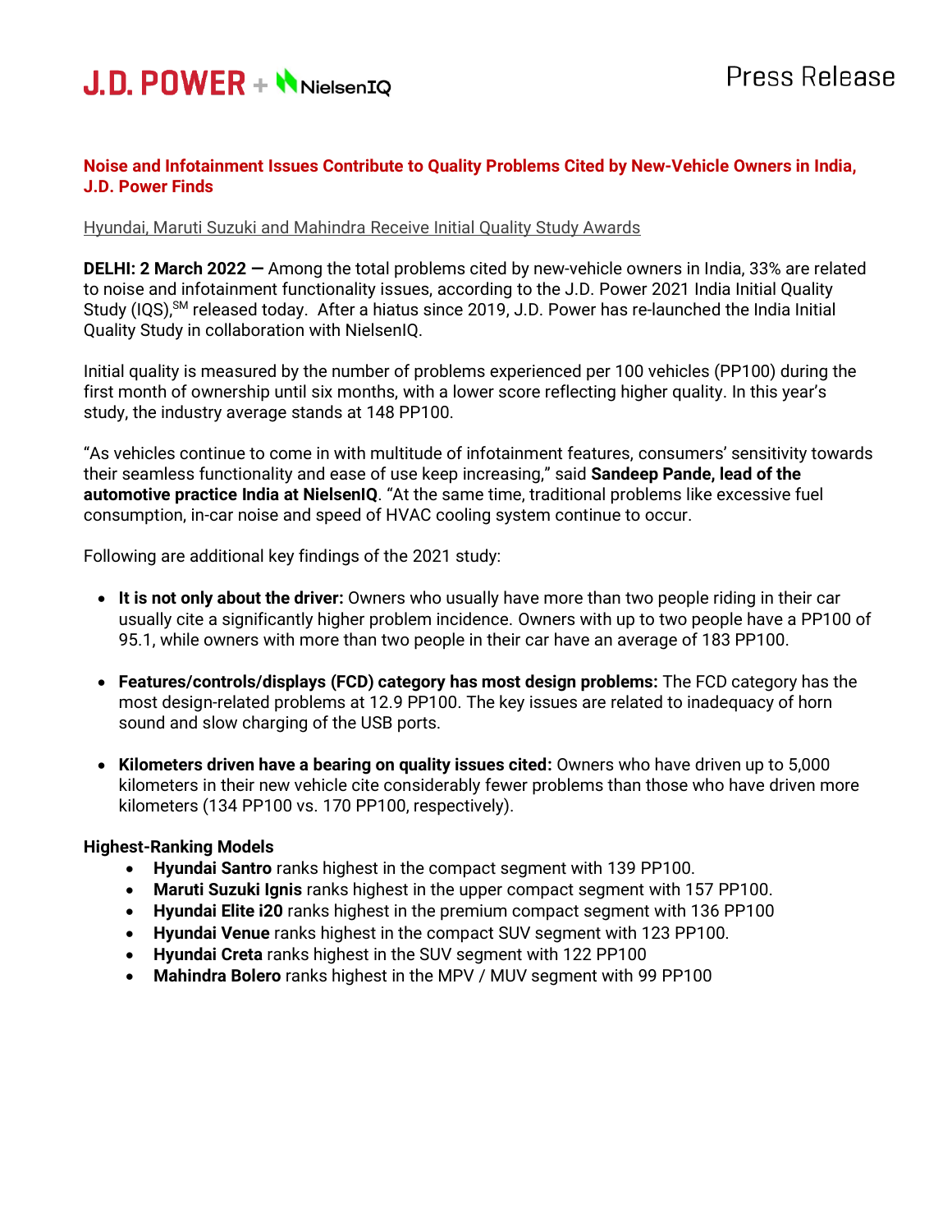J.D. POWER + NielsenIQ

Press Release

**Noise and Infotainment Issues Contribute to Quality Problems Cited by New-Vehicle Owners in India, J.D. Power Finds**

Hyundai, Maruti Suzuki and Mahindra Receive Initial Quality Study Awards

**DELHI: 2 March 2022 —** Among the total problems cited by new-vehicle owners in India, 33% are related to noise and infotainment functionality issues, according to the J.D. Power 2021 India Initial Quality Study (IQS),SM released today. After a hiatus since 2019, J.D. Power has re-launched the India Initial Quality Study in collaboration with NielsenIQ.

Initial quality is measured by the number of problems experienced per 100 vehicles (PP100) during the first month of ownership until six months, with a lower score reflecting higher quality. In this year's study, the industry average stands at 148 PP100.

"As vehicles continue to come in with multitude of infotainment features, consumers' sensitivity towards their seamless functionality and ease of use keep increasing," said **Sandeep Pande, lead of the automotive practice India at NielsenIQ**. "At the same time, traditional problems like excessive fuel consumption, in-car noise and speed of HVAC cooling system continue to occur.

Following are additional key findings of the 2021 study:

- **It is not only about the driver:** Owners who usually have more than two people riding in their car usually cite a significantly higher problem incidence. Owners with up to two people have a PP100 of 95.1, while owners with more than two people in their car have an average of 183 PP100.
- **Features/controls/displays (FCD) category has most design problems:** The FCD category has the most design-related problems at 12.9 PP100. The key issues are related to inadequacy of horn sound and slow charging of the USB ports.
- **Kilometers driven have a bearing on quality issues cited:** Owners who have driven up to 5,000 kilometers in their new vehicle cite considerably fewer problems than those who have driven more kilometers (134 PP100 vs. 170 PP100, respectively).

**Highest-Ranking Models**

- **Hyundai Santro** ranks highest in the compact segment with 139 PP100.
- **Maruti Suzuki Ignis** ranks highest in the upper compact segment with 157 PP100.
- **Hyundai Elite i20** ranks highest in the premium compact segment with 136 PP100
- **Hyundai Venue** ranks highest in the compact SUV segment with 123 PP100.
- **Hyundai Creta** ranks highest in the SUV segment with 122 PP100
- **Mahindra Bolero** ranks highest in the MPV / MUV segment with 99 PP100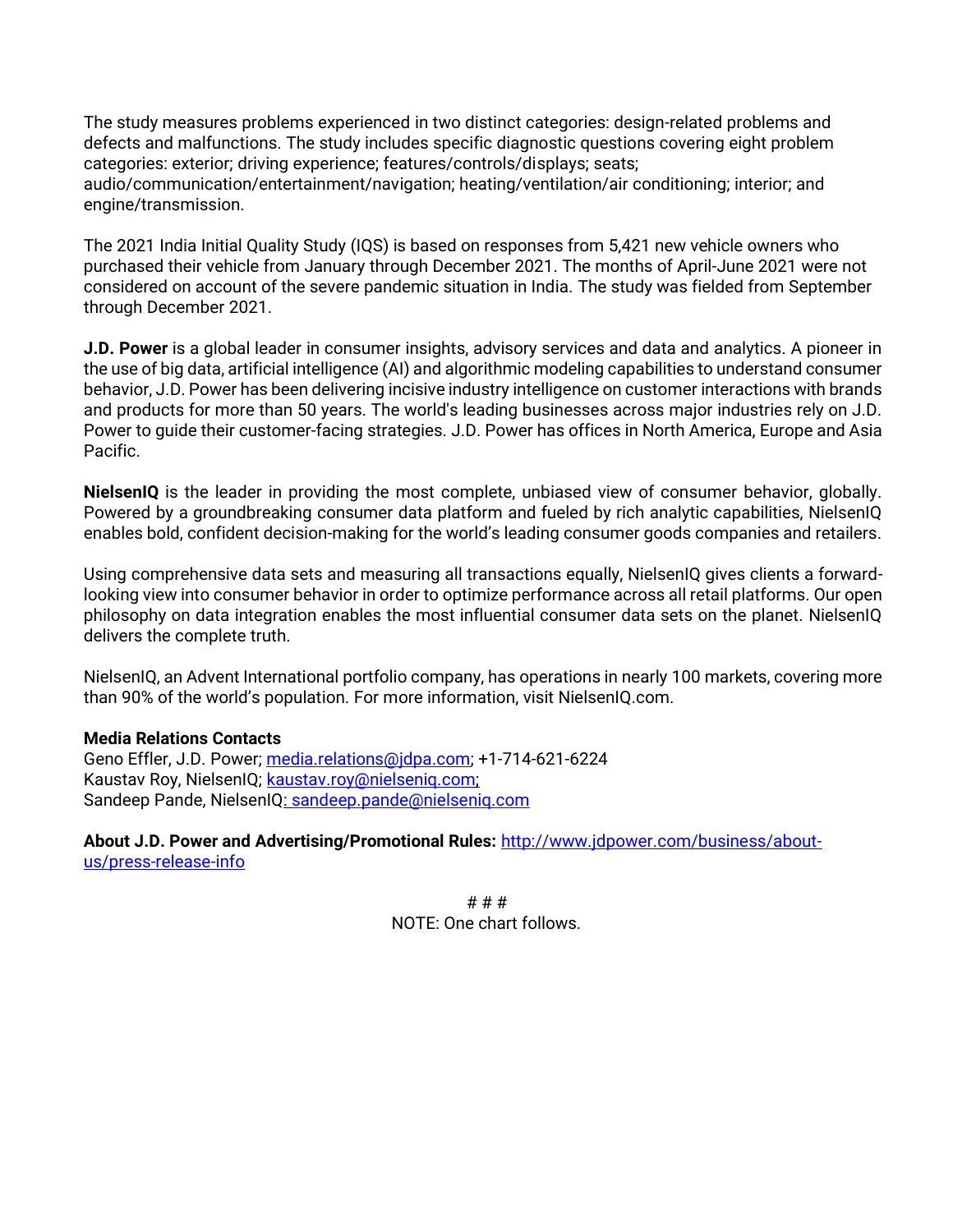The study measures problems experienced in two distinct categories: design-related problems and defects and malfunctions. The study includes specific diagnostic questions covering eight problem categories: exterior; driving experience; features/controls/displays; seats; audio/communication/entertainment/navigation; heating/ventilation/air conditioning; interior; and engine/transmission.

The 2021 India Initial Quality Study (IQS) is based on responses from 5,421 new vehicle owners who purchased their vehicle from January through December 2021. The months of April-June 2021 were not considered on account of the severe pandemic situation in India. The study was fielded from September through December 2021.

**J.D. Power** is a global leader in consumer insights, advisory services and data and analytics. A pioneer in the use of big data, artificial intelligence (AI) and algorithmic modeling capabilities to understand consumer behavior, J.D. Power has been delivering incisive industry intelligence on customer interactions with brands and products for more than 50 years. The world's leading businesses across major industries rely on J.D. Power to guide their customer-facing strategies. J.D. Power has offices in North America, Europe and Asia Pacific.

**NielsenIQ** is the leader in providing the most complete, unbiased view of consumer behavior, globally. Powered by a groundbreaking consumer data platform and fueled by rich analytic capabilities, NielsenIQ enables bold, confident decision-making for the world's leading consumer goods companies and retailers.

Using comprehensive data sets and measuring all transactions equally, NielsenIQ gives clients a forward-looking view into consumer behavior in order to optimize performance across all retail platforms. Our open philosophy on data integration enables the most influential consumer data sets on the planet. NielsenIQ delivers the complete truth.

NielsenIQ, an Advent International portfolio company, has operations in nearly 100 markets, covering more than 90% of the world's population. For more information, visit NielsenIQ.com.

**Media Relations Contacts**
Geno Effler, J.D. Power; media.relations@jdpa.com; +1-714-621-6224
Kaustav Roy, NielsenIQ; kaustav.roy@nielseniq.com;
Sandeep Pande, NielsenIQ: sandeep.pande@nielseniq.com

**About J.D. Power and Advertising/Promotional Rules:** http://www.jdpower.com/business/about-us/press-release-info

# # #

NOTE: One chart follows.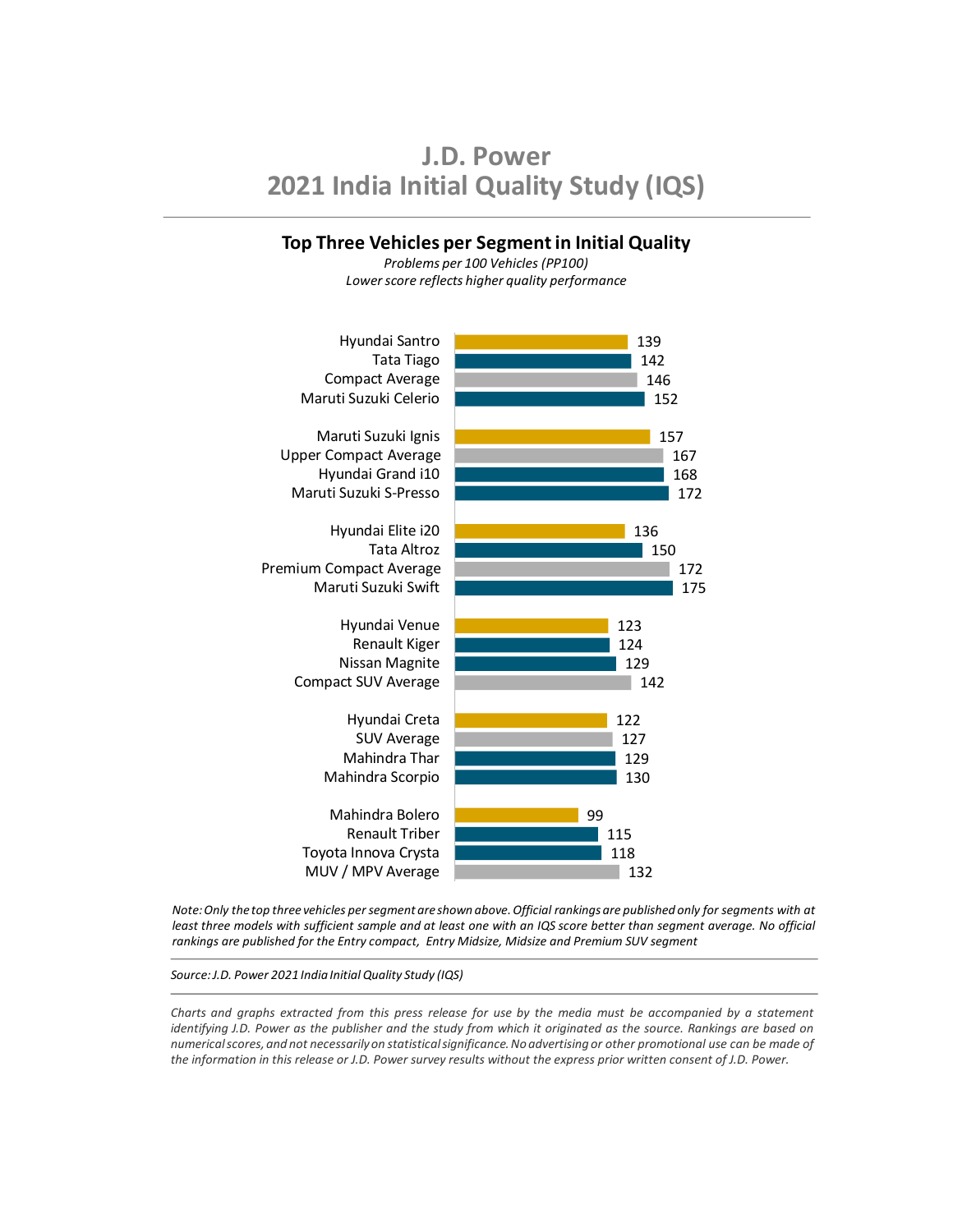# J.D. Power
# 2021 India Initial Quality Study (IQS)

## Top Three Vehicles per Segment in Initial Quality

*Problems per 100 Vehicles (PP100)*
*Lower score reflects higher quality performance*

Hyundai Santro 139
Tata Tiago 142
Compact Average 146
Maruti Suzuki Celerio 152

Maruti Suzuki Ignis 157
Upper Compact Average 167
Hyundai Grand i10 168
Maruti Suzuki S-Presso 172

Hyundai Elite i20 136
Tata Altroz 150
Premium Compact Average 172
Maruti Suzuki Swift 175

Hyundai Venue 123
Renault Kiger 124
Nissan Magnite 129
Compact SUV Average 142

Hyundai Creta 122
SUV Average 127
Mahindra Thar 129
Mahindra Scorpio 130

Mahindra Bolero 99
Renault Triber 115
Toyota Innova Crysta 118
MUV / MPV Average 132

*Note: Only the top three vehicles per segment are shown above. Official rankings are published only for segments with at least three models with sufficient sample and at least one with an IQS score better than segment average. No official rankings are published for the Entry compact, Entry Midsize, Midsize and Premium SUV segment*

*Source: J.D. Power 2021 India Initial Quality Study (IQS)*

*Charts and graphs extracted from this press release for use by the media must be accompanied by a statement identifying J.D. Power as the publisher and the study from which it originated as the source. Rankings are based on numerical scores, and not necessarily on statistical significance. No advertising or other promotional use can be made of the information in this release or J.D. Power survey results without the express prior written consent of J.D. Power.*